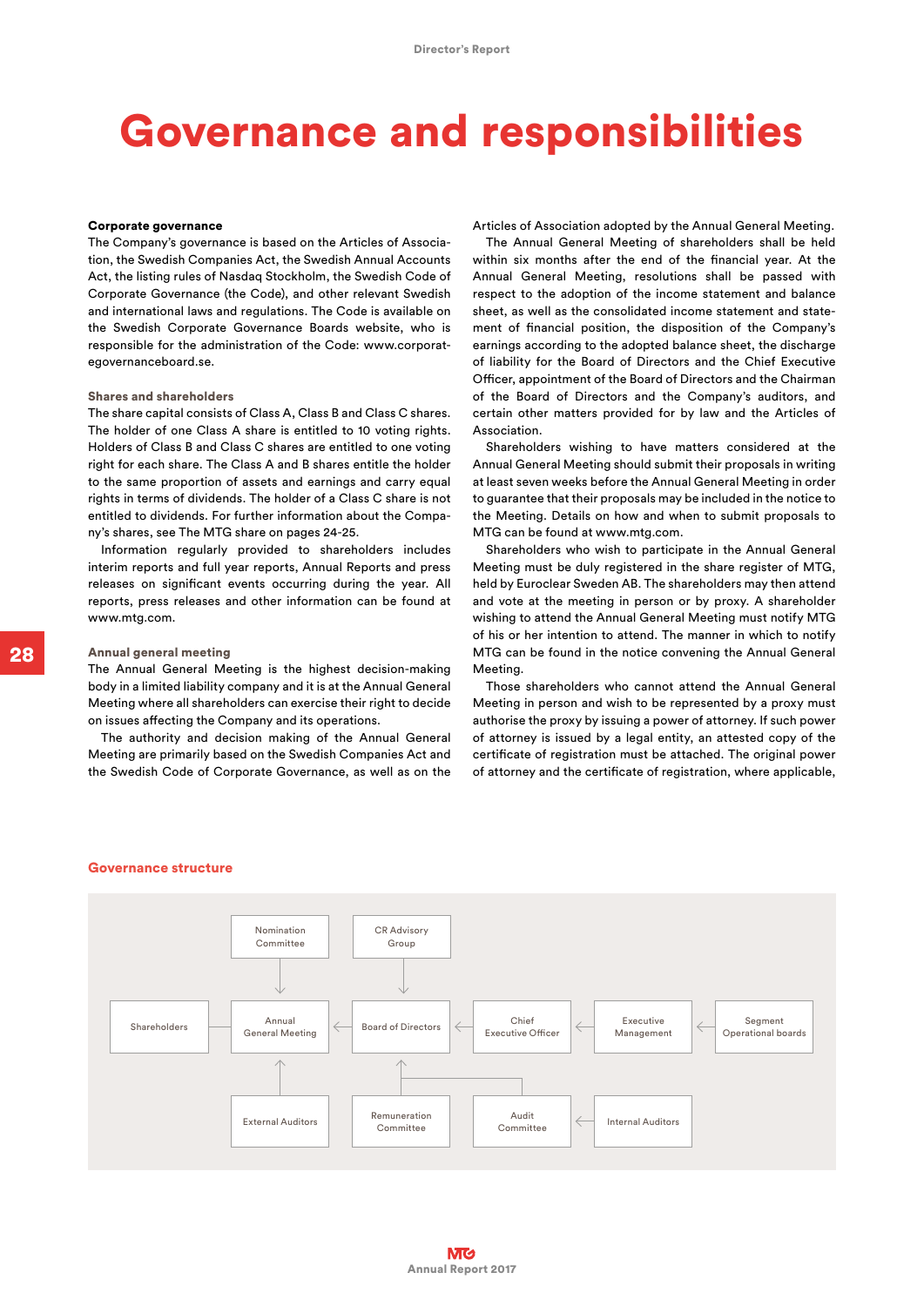# Governance and responsibilities

**Corporate governance**

The Company's governance is based on the Articles of Association, the Swedish Companies Act, the Swedish Annual Accounts Act, the listing rules of Nasdaq Stockholm, the Swedish Code of Corporate Governance (the Code), and other relevant Swedish and international laws and regulations. The Code is available on the Swedish Corporate Governance Boards website, who is responsible for the administration of the Code: www.corporategovernanceboard.se.

**Shares and shareholders**

The share capital consists of Class A, Class B and Class C shares. The holder of one Class A share is entitled to 10 voting rights. Holders of Class B and Class C shares are entitled to one voting right for each share. The Class A and B shares entitle the holder to the same proportion of assets and earnings and carry equal rights in terms of dividends. The holder of a Class C share is not entitled to dividends. For further information about the Company's shares, see The MTG share on pages 24-25.

Information regularly provided to shareholders includes interim reports and full year reports, Annual Reports and press releases on significant events occurring during the year. All reports, press releases and other information can be found at www.mtg.com.

**Annual general meeting**

The Annual General Meeting is the highest decision-making body in a limited liability company and it is at the Annual General Meeting where all shareholders can exercise their right to decide on issues affecting the Company and its operations.

The authority and decision making of the Annual General Meeting are primarily based on the Swedish Companies Act and the Swedish Code of Corporate Governance, as well as on the Articles of Association adopted by the Annual General Meeting.

The Annual General Meeting of shareholders shall be held within six months after the end of the financial year. At the Annual General Meeting, resolutions shall be passed with respect to the adoption of the income statement and balance sheet, as well as the consolidated income statement and statement of financial position, the disposition of the Company's earnings according to the adopted balance sheet, the discharge of liability for the Board of Directors and the Chief Executive Officer, appointment of the Board of Directors and the Chairman of the Board of Directors and the Company's auditors, and certain other matters provided for by law and the Articles of Association.

Shareholders wishing to have matters considered at the Annual General Meeting should submit their proposals in writing at least seven weeks before the Annual General Meeting in order to guarantee that their proposals may be included in the notice to the Meeting. Details on how and when to submit proposals to MTG can be found at www.mtg.com.

Shareholders who wish to participate in the Annual General Meeting must be duly registered in the share register of MTG, held by Euroclear Sweden AB. The shareholders may then attend and vote at the meeting in person or by proxy. A shareholder wishing to attend the Annual General Meeting must notify MTG of his or her intention to attend. The manner in which to notify MTG can be found in the notice convening the Annual General Meeting.

Those shareholders who cannot attend the Annual General Meeting in person and wish to be represented by a proxy must authorise the proxy by issuing a power of attorney. If such power of attorney is issued by a legal entity, an attested copy of the certificate of registration must be attached. The original power of attorney and the certificate of registration, where applicable,

**Governance structure**

- Nomination Committee → Annual General Meeting
- CR Advisory Group → Board of Directors
- Shareholders
- Board of Directors → Annual General Meeting
- Chief Executive Officer → Board of Directors
- Executive Management → Chief Executive Officer
- Segment Operational boards → Executive Management
- External Auditors → Annual General Meeting
- Remuneration Committee → Board of Directors
- Audit Committee → Board of Directors
- Internal Auditors → Audit Committee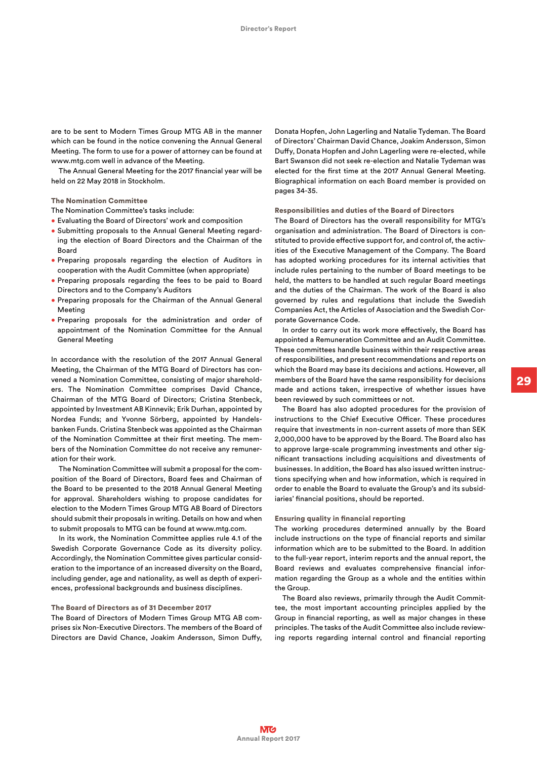are to be sent to Modern Times Group MTG AB in the manner which can be found in the notice convening the Annual General Meeting. The form to use for a power of attorney can be found at www.mtg.com well in advance of the Meeting.

The Annual General Meeting for the 2017 financial year will be held on 22 May 2018 in Stockholm.

### The Nomination Committee

The Nomination Committee's tasks include:

- Evaluating the Board of Directors' work and composition
- Submitting proposals to the Annual General Meeting regarding the election of Board Directors and the Chairman of the Board
- Preparing proposals regarding the election of Auditors in cooperation with the Audit Committee (when appropriate)
- Preparing proposals regarding the fees to be paid to Board Directors and to the Company's Auditors
- Preparing proposals for the Chairman of the Annual General Meeting
- Preparing proposals for the administration and order of appointment of the Nomination Committee for the Annual General Meeting

In accordance with the resolution of the 2017 Annual General Meeting, the Chairman of the MTG Board of Directors has convened a Nomination Committee, consisting of major shareholders. The Nomination Committee comprises David Chance, Chairman of the MTG Board of Directors; Cristina Stenbeck, appointed by Investment AB Kinnevik; Erik Durhan, appointed by Nordea Funds; and Yvonne Sörberg, appointed by Handelsbanken Funds. Cristina Stenbeck was appointed as the Chairman of the Nomination Committee at their first meeting. The members of the Nomination Committee do not receive any remuneration for their work.

The Nomination Committee will submit a proposal for the composition of the Board of Directors, Board fees and Chairman of the Board to be presented to the 2018 Annual General Meeting for approval. Shareholders wishing to propose candidates for election to the Modern Times Group MTG AB Board of Directors should submit their proposals in writing. Details on how and when to submit proposals to MTG can be found at www.mtg.com.

In its work, the Nomination Committee applies rule 4.1 of the Swedish Corporate Governance Code as its diversity policy. Accordingly, the Nomination Committee gives particular consideration to the importance of an increased diversity on the Board, including gender, age and nationality, as well as depth of experiences, professional backgrounds and business disciplines.

### The Board of Directors as of 31 December 2017

The Board of Directors of Modern Times Group MTG AB comprises six Non-Executive Directors. The members of the Board of Directors are David Chance, Joakim Andersson, Simon Duffy, Donata Hopfen, John Lagerling and Natalie Tydeman. The Board of Directors' Chairman David Chance, Joakim Andersson, Simon Duffy, Donata Hopfen and John Lagerling were re-elected, while Bart Swanson did not seek re-election and Natalie Tydeman was elected for the first time at the 2017 Annual General Meeting. Biographical information on each Board member is provided on pages 34-35.

### Responsibilities and duties of the Board of Directors

The Board of Directors has the overall responsibility for MTG's organisation and administration. The Board of Directors is constituted to provide effective support for, and control of, the activities of the Executive Management of the Company. The Board has adopted working procedures for its internal activities that include rules pertaining to the number of Board meetings to be held, the matters to be handled at such regular Board meetings and the duties of the Chairman. The work of the Board is also governed by rules and regulations that include the Swedish Companies Act, the Articles of Association and the Swedish Corporate Governance Code.

In order to carry out its work more effectively, the Board has appointed a Remuneration Committee and an Audit Committee. These committees handle business within their respective areas of responsibilities, and present recommendations and reports on which the Board may base its decisions and actions. However, all members of the Board have the same responsibility for decisions made and actions taken, irrespective of whether issues have been reviewed by such committees or not.

The Board has also adopted procedures for the provision of instructions to the Chief Executive Officer. These procedures require that investments in non-current assets of more than SEK 2,000,000 have to be approved by the Board. The Board also has to approve large-scale programming investments and other significant transactions including acquisitions and divestments of businesses. In addition, the Board has also issued written instructions specifying when and how information, which is required in order to enable the Board to evaluate the Group's and its subsidiaries' financial positions, should be reported.

### Ensuring quality in financial reporting

The working procedures determined annually by the Board include instructions on the type of financial reports and similar information which are to be submitted to the Board. In addition to the full-year report, interim reports and the annual report, the Board reviews and evaluates comprehensive financial information regarding the Group as a whole and the entities within the Group.

The Board also reviews, primarily through the Audit Committee, the most important accounting principles applied by the Group in financial reporting, as well as major changes in these principles. The tasks of the Audit Committee also include reviewing reports regarding internal control and financial reporting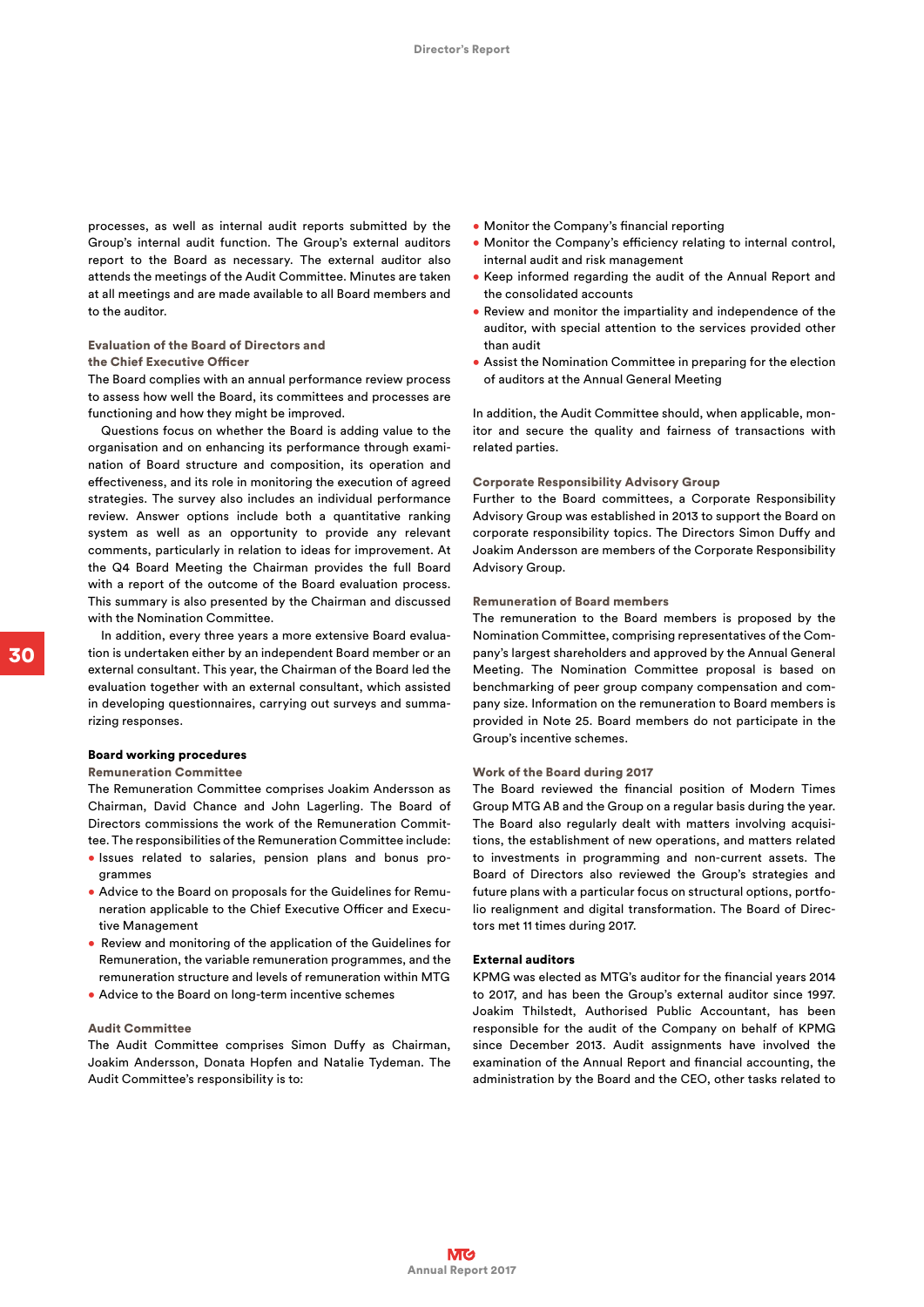processes, as well as internal audit reports submitted by the Group's internal audit function. The Group's external auditors report to the Board as necessary. The external auditor also attends the meetings of the Audit Committee. Minutes are taken at all meetings and are made available to all Board members and to the auditor.

### Evaluation of the Board of Directors and the Chief Executive Officer

The Board complies with an annual performance review process to assess how well the Board, its committees and processes are functioning and how they might be improved.

Questions focus on whether the Board is adding value to the organisation and on enhancing its performance through examination of Board structure and composition, its operation and effectiveness, and its role in monitoring the execution of agreed strategies. The survey also includes an individual performance review. Answer options include both a quantitative ranking system as well as an opportunity to provide any relevant comments, particularly in relation to ideas for improvement. At the Q4 Board Meeting the Chairman provides the full Board with a report of the outcome of the Board evaluation process. This summary is also presented by the Chairman and discussed with the Nomination Committee.

In addition, every three years a more extensive Board evaluation is undertaken either by an independent Board member or an external consultant. This year, the Chairman of the Board led the evaluation together with an external consultant, which assisted in developing questionnaires, carrying out surveys and summarizing responses.

## Board working procedures

### Remuneration Committee

The Remuneration Committee comprises Joakim Andersson as Chairman, David Chance and John Lagerling. The Board of Directors commissions the work of the Remuneration Committee. The responsibilities of the Remuneration Committee include:

- Issues related to salaries, pension plans and bonus programmes
- Advice to the Board on proposals for the Guidelines for Remuneration applicable to the Chief Executive Officer and Executive Management
- Review and monitoring of the application of the Guidelines for Remuneration, the variable remuneration programmes, and the remuneration structure and levels of remuneration within MTG
- Advice to the Board on long-term incentive schemes

### Audit Committee

The Audit Committee comprises Simon Duffy as Chairman, Joakim Andersson, Donata Hopfen and Natalie Tydeman. The Audit Committee's responsibility is to:

- Monitor the Company's financial reporting
- Monitor the Company's efficiency relating to internal control, internal audit and risk management
- Keep informed regarding the audit of the Annual Report and the consolidated accounts
- Review and monitor the impartiality and independence of the auditor, with special attention to the services provided other than audit
- Assist the Nomination Committee in preparing for the election of auditors at the Annual General Meeting

In addition, the Audit Committee should, when applicable, monitor and secure the quality and fairness of transactions with related parties.

### Corporate Responsibility Advisory Group

Further to the Board committees, a Corporate Responsibility Advisory Group was established in 2013 to support the Board on corporate responsibility topics. The Directors Simon Duffy and Joakim Andersson are members of the Corporate Responsibility Advisory Group.

### Remuneration of Board members

The remuneration to the Board members is proposed by the Nomination Committee, comprising representatives of the Company's largest shareholders and approved by the Annual General Meeting. The Nomination Committee proposal is based on benchmarking of peer group company compensation and company size. Information on the remuneration to Board members is provided in Note 25. Board members do not participate in the Group's incentive schemes.

### Work of the Board during 2017

The Board reviewed the financial position of Modern Times Group MTG AB and the Group on a regular basis during the year. The Board also regularly dealt with matters involving acquisitions, the establishment of new operations, and matters related to investments in programming and non-current assets. The Board of Directors also reviewed the Group's strategies and future plans with a particular focus on structural options, portfolio realignment and digital transformation. The Board of Directors met 11 times during 2017.

## External auditors

KPMG was elected as MTG's auditor for the financial years 2014 to 2017, and has been the Group's external auditor since 1997. Joakim Thilstedt, Authorised Public Accountant, has been responsible for the audit of the Company on behalf of KPMG since December 2013. Audit assignments have involved the examination of the Annual Report and financial accounting, the administration by the Board and the CEO, other tasks related to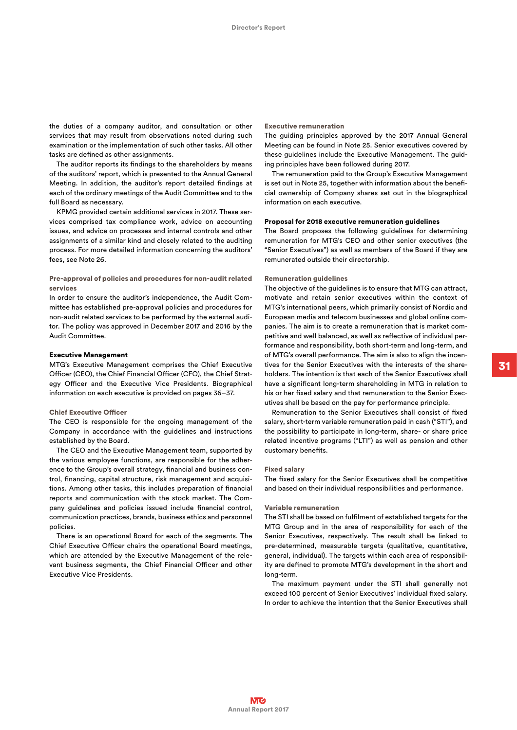the duties of a company auditor, and consultation or other services that may result from observations noted during such examination or the implementation of such other tasks. All other tasks are defined as other assignments.

The auditor reports its findings to the shareholders by means of the auditors' report, which is presented to the Annual General Meeting. In addition, the auditor's report detailed findings at each of the ordinary meetings of the Audit Committee and to the full Board as necessary.

KPMG provided certain additional services in 2017. These services comprised tax compliance work, advice on accounting issues, and advice on processes and internal controls and other assignments of a similar kind and closely related to the auditing process. For more detailed information concerning the auditors' fees, see Note 26.

### Pre-approval of policies and procedures for non-audit related services

In order to ensure the auditor's independence, the Audit Committee has established pre-approval policies and procedures for non-audit related services to be performed by the external auditor. The policy was approved in December 2017 and 2016 by the Audit Committee.

## Executive Management

MTG's Executive Management comprises the Chief Executive Officer (CEO), the Chief Financial Officer (CFO), the Chief Strategy Officer and the Executive Vice Presidents. Biographical information on each executive is provided on pages 36–37.

### Chief Executive Officer

The CEO is responsible for the ongoing management of the Company in accordance with the guidelines and instructions established by the Board.

The CEO and the Executive Management team, supported by the various employee functions, are responsible for the adherence to the Group's overall strategy, financial and business control, financing, capital structure, risk management and acquisitions. Among other tasks, this includes preparation of financial reports and communication with the stock market. The Company guidelines and policies issued include financial control, communication practices, brands, business ethics and personnel policies.

There is an operational Board for each of the segments. The Chief Executive Officer chairs the operational Board meetings, which are attended by the Executive Management of the relevant business segments, the Chief Financial Officer and other Executive Vice Presidents.

### Executive remuneration

The guiding principles approved by the 2017 Annual General Meeting can be found in Note 25. Senior executives covered by these guidelines include the Executive Management. The guiding principles have been followed during 2017.

The remuneration paid to the Group's Executive Management is set out in Note 25, together with information about the beneficial ownership of Company shares set out in the biographical information on each executive.

## Proposal for 2018 executive remuneration guidelines

The Board proposes the following guidelines for determining remuneration for MTG's CEO and other senior executives (the "Senior Executives") as well as members of the Board if they are remunerated outside their directorship.

### Remuneration guidelines

The objective of the guidelines is to ensure that MTG can attract, motivate and retain senior executives within the context of MTG's international peers, which primarily consist of Nordic and European media and telecom businesses and global online companies. The aim is to create a remuneration that is market competitive and well balanced, as well as reflective of individual performance and responsibility, both short-term and long-term, and of MTG's overall performance. The aim is also to align the incentives for the Senior Executives with the interests of the shareholders. The intention is that each of the Senior Executives shall have a significant long-term shareholding in MTG in relation to his or her fixed salary and that remuneration to the Senior Executives shall be based on the pay for performance principle.

Remuneration to the Senior Executives shall consist of fixed salary, short-term variable remuneration paid in cash ("STI"), and the possibility to participate in long-term, share- or share price related incentive programs ("LTI") as well as pension and other customary benefits.

### Fixed salary

The fixed salary for the Senior Executives shall be competitive and based on their individual responsibilities and performance.

### Variable remuneration

The STI shall be based on fulfilment of established targets for the MTG Group and in the area of responsibility for each of the Senior Executives, respectively. The result shall be linked to pre-determined, measurable targets (qualitative, quantitative, general, individual). The targets within each area of responsibility are defined to promote MTG's development in the short and long-term.

The maximum payment under the STI shall generally not exceed 100 percent of Senior Executives' individual fixed salary. In order to achieve the intention that the Senior Executives shall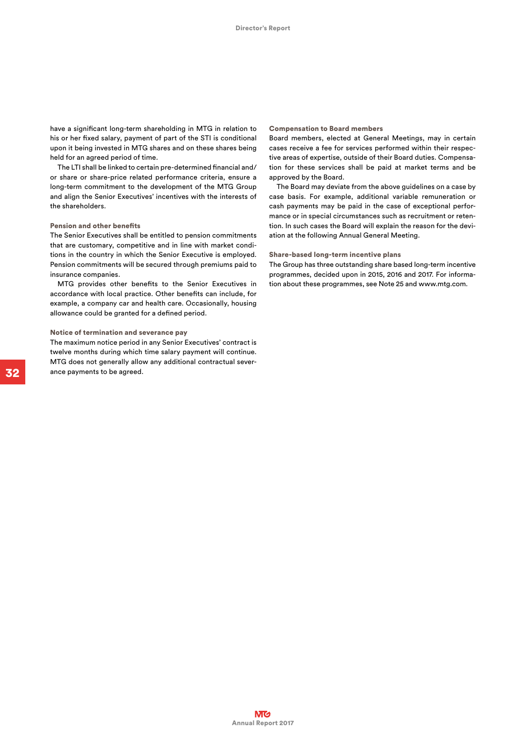have a significant long-term shareholding in MTG in relation to his or her fixed salary, payment of part of the STI is conditional upon it being invested in MTG shares and on these shares being held for an agreed period of time.

The LTI shall be linked to certain pre-determined financial and/or share or share-price related performance criteria, ensure a long-term commitment to the development of the MTG Group and align the Senior Executives' incentives with the interests of the shareholders.

### Pension and other benefits

The Senior Executives shall be entitled to pension commitments that are customary, competitive and in line with market conditions in the country in which the Senior Executive is employed. Pension commitments will be secured through premiums paid to insurance companies.

MTG provides other benefits to the Senior Executives in accordance with local practice. Other benefits can include, for example, a company car and health care. Occasionally, housing allowance could be granted for a defined period.

### Notice of termination and severance pay

The maximum notice period in any Senior Executives' contract is twelve months during which time salary payment will continue. MTG does not generally allow any additional contractual severance payments to be agreed.

### Compensation to Board members

Board members, elected at General Meetings, may in certain cases receive a fee for services performed within their respective areas of expertise, outside of their Board duties. Compensation for these services shall be paid at market terms and be approved by the Board.

The Board may deviate from the above guidelines on a case by case basis. For example, additional variable remuneration or cash payments may be paid in the case of exceptional performance or in special circumstances such as recruitment or retention. In such cases the Board will explain the reason for the deviation at the following Annual General Meeting.

### Share-based long-term incentive plans

The Group has three outstanding share based long-term incentive programmes, decided upon in 2015, 2016 and 2017. For information about these programmes, see Note 25 and www.mtg.com.